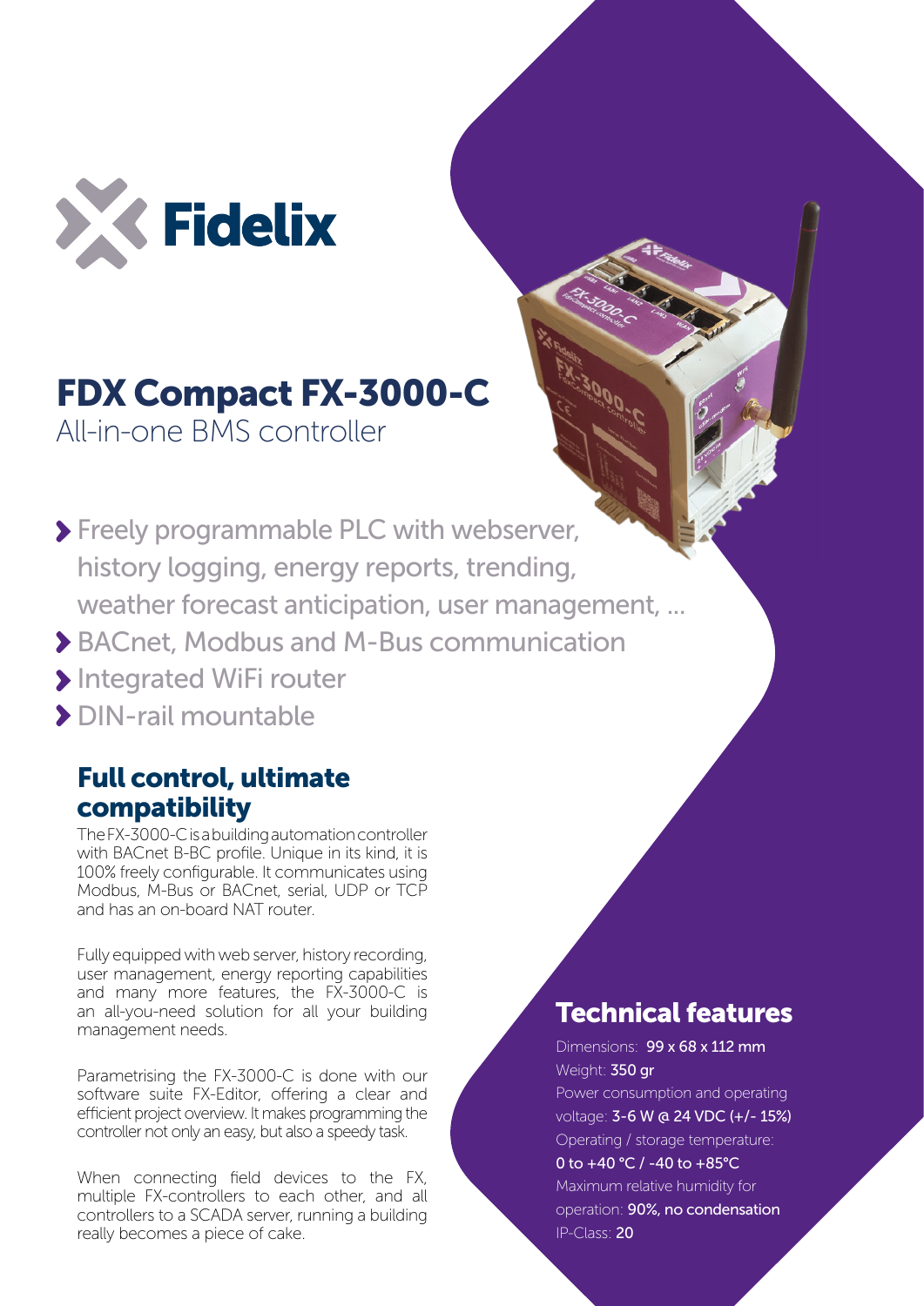Fidelix

# FDX Compact FX-3000-C

All-in-one BMS controller

- Freely programmable PLC with webserver, history logging, energy reports, trending, weather forecast anticipation, user management, ...
- BACnet, Modbus and M-Bus communication
- Integrated WiFi router
- DIN-rail mountable

## Full control, ultimate compatibility

The FX-3000-C is a building automation controller with BACnet B-BC profile. Unique in its kind, it is 100% freely configurable. It communicates using Modbus, M-Bus or BACnet, serial, UDP or TCP and has an on-board NAT router.

Fully equipped with web server, history recording, user management, energy reporting capabilities and many more features, the FX-3000-C is an all-you-need solution for all your building management needs.

Parametrising the FX-3000-C is done with our software suite FX-Editor, offering a clear and efficient project overview. It makes programming the controller not only an easy, but also a speedy task.

When connecting field devices to the FX, multiple FX-controllers to each other, and all controllers to a SCADA server, running a building really becomes a piece of cake.

## Technical features

Dimensions: **99 x 68 x 112 mm**

Weight: **350 gr**

Power consumption and operating voltage: **3-6 W @ 24 VDC (+/- 15%)**

Operating / storage temperature: **0 to +40 °C / -40 to +85°C**

Maximum relative humidity for operation: **90%, no condensation**

IP-Class: **20**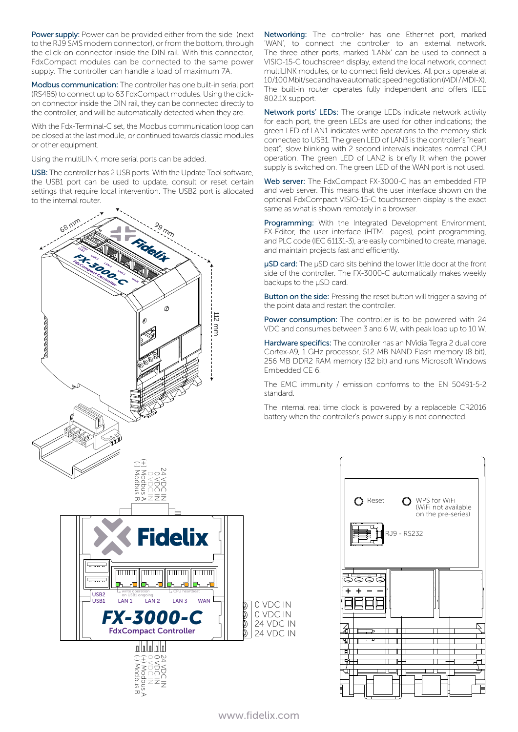**Power supply:** Power can be provided either from the side (next to the RJ9 SMS modem connector), or from the bottom, through the click-on connector inside the DIN rail. With this connector, FdxCompact modules can be connected to the same power supply. The controller can handle a load of maximum 7A.

**Modbus communication:** The controller has one built-in serial port (RS485) to connect up to 63 FdxCompact modules. Using the click-on connector inside the DIN rail, they can be connected directly to the controller, and will be automatically detected when they are.

With the Fdx-Terminal-C set, the Modbus communication loop can be closed at the last module, or continued towards classic modules or other equipment.

Using the multiLINK, more serial ports can be added.

**USB:** The controller has 2 USB ports. With the Update Tool software, the USB1 port can be used to update, consult or reset certain settings that require local intervention. The USB2 port is allocated to the internal router.

**Networking:** The controller has one Ethernet port, marked 'WAN', to connect to an external network. The three other ports, marked 'LANx' can be used to connect a VISIO-15-C touchscreen display, extend the local network, connect multiLINK modules, or to connect field devices. All ports operate at 10/100 Mbit/sec and have automatic speed negotiation (MDI / MDI-X). The built-in router operates fully independent and offers IEEE 802.1X support.

**Network ports' LEDs:** The orange LEDs indicate network activity for each port, the green LEDs are used for other indications; the green LED of LAN1 indicates write operations to the memory stick connected to USB1. The green LED of LAN3 is the controller's "heart beat"; slow blinking with 2 second intervals indicates normal CPU operation. The green LED of LAN2 is briefly lit when the power supply is switched on. The green LED of the WAN port is not used.

**Web server:** The FdxCompact FX-3000-C has an embedded FTP and web server. This means that the user interface shown on the optional FdxCompact VISIO-15-C touchscreen display is the exact same as what is shown remotely in a browser.

**Programming:** With the Integrated Development Environment, FX-Editor, the user interface (HTML pages), point programming, and PLC code (IEC 61131-3), are easily combined to create, manage, and maintain projects fast and efficiently.

**µSD card:** The µSD card sits behind the lower little door at the front side of the controller. The FX-3000-C makes weekly backups to the µSD card.

**Button on the side:** Pressing the reset button will trigger a saving of the point data and restart the controller.

**Power consumption:** The controller is to be powered with 24 VDC and consumes between 3 and 6 W, with peak load up to 10 W.

**Hardware specifics:** The controller has an NVidia Tegra 2 dual core Cortex-A9, 1 GHz processor, 512 MB NAND Flash memory (8 bit), 256 MB DDR2 RAM memory (32 bit) and runs Microsoft Windows Embedded CE 6.

The EMC immunity / emission conforms to the EN 50491-5-2 standard.

The internal real time clock is powered by a replaceble CR2016 battery when the controller's power supply is not connected.

68 mm
99 mm
112 mm
Fidelix
FX-3000-C
FdxCompact Controller

24 VDC IN
0 VDC IN
(+) Modbus A
(-) Modbus B

USB2
USB1
LAN 1
LAN 2
LAN 3
WAN
write operation on USB1 ongoing
CPU heartbeat

0 VDC IN
0 VDC IN
24 VDC IN
24 VDC IN

Reset
WPS for WiFi (WiFi not available on the pre-series)
RJ9 - RS232